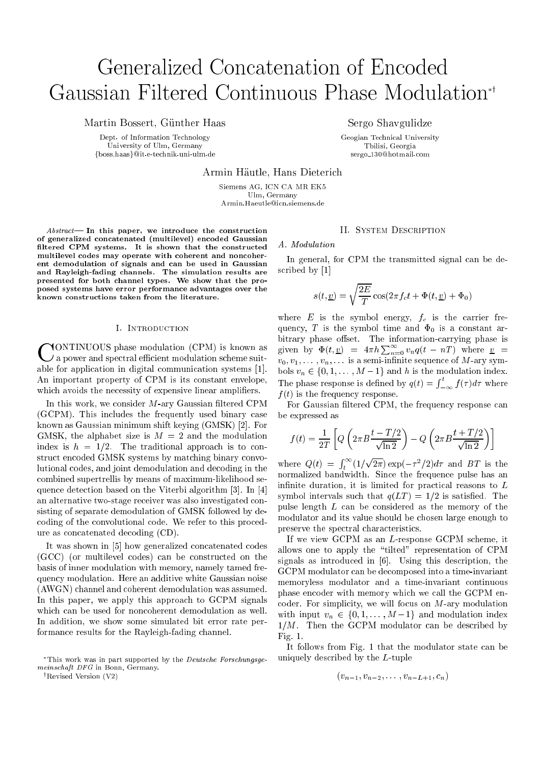# Generalized Concatenation of Encoded Gaussian Filtered Continuous Phase Modulation[*†]

Martin Bossert, Günther Haas

Dept. of Information Technology
University of Ulm, Germany
{boss,haas}@it.e-technik.uni-ulm.de

Sergo Shavgulidze

Geogian Technical University
Tbilisi, Georgia
sergo_130@hotmail.com

Armin Häutle, Hans Dieterich

Siemens AG, ICN CA MR EK5
Ulm, Germany
Armin.Haeutle@icn.siemens.de

*Abstract*— **In this paper, we introduce the construction of generalized concatenated (multilevel) encoded Gaussian filtered CPM systems. It is shown that the constructed multilevel codes may operate with coherent and noncoherent demodulation of signals and can be used in Gaussian and Rayleigh-fading channels. The simulation results are presented for both channel types. We show that the proposed systems have error performance advantages over the known constructions taken from the literature.**

## I. Introduction

Continuous phase modulation (CPM) is known as a power and spectral efficient modulation scheme suitable for application in digital communication systems [1]. An important property of CPM is its constant envelope, which avoids the necessity of expensive linear amplifiers.

In this work, we consider $M$-ary Gaussian filtered CPM (GCPM). This includes the frequently used binary case known as Gaussian minimum shift keying (GMSK) [2]. For GMSK, the alphabet size is $M = 2$ and the modulation index is $h = 1/2$. The traditional approach is to construct encoded GMSK systems by matching binary convolutional codes, and joint demodulation and decoding in the combined supertrellis by means of maximum-likelihood sequence detection based on the Viterbi algorithm [3]. In [4] an alternative two-stage receiver was also investigated consisting of separate demodulation of GMSK followed by decoding of the convolutional code. We refer to this procedure as concatenated decoding (CD).

It was shown in [5] how generalized concatenated codes (GCC) (or multilevel codes) can be constructed on the basis of inner modulation with memory, namely tamed frequency modulation. Here an additive white Gaussian noise (AWGN) channel and coherent demodulation was assumed. In this paper, we apply this approach to GCPM signals which can be used for noncoherent demodulation as well. In addition, we show some simulated bit error rate performance results for the Rayleigh-fading channel.

[*] This work was in part supported by the *Deutsche Forschungsgemeinschaft DFG* in Bonn, Germany.

[†] Revised Version (V2)

## II. System Description

### A. Modulation

In general, for CPM the transmitted signal can be described by [1]

$$s(t, \underline{v}) = \sqrt{\frac{2E}{T}} \cos(2\pi f_c t + \Phi(t, \underline{v}) + \Phi_0)$$

where $E$ is the symbol energy, $f_c$ is the carrier frequency, $T$ is the symbol time and $\Phi_0$ is a constant arbitrary phase offset. The information-carrying phase is given by $\Phi(t, \underline{v}) = 4\pi h \sum_{n=0}^{\infty} v_n q(t - nT)$ where $\underline{v} = v_0, v_1, \ldots, v_n, \ldots$ is a semi-infinite sequence of $M$-ary symbols $v_n \in \{0, 1, \ldots, M-1\}$ and $h$ is the modulation index. The phase response is defined by $q(t) = \int_{-\infty}^{t} f(\tau) d\tau$ where $f(t)$ is the frequency response.

For Gaussian filtered CPM, the frequency response can be expressed as

$$f(t) = \frac{1}{2T}\left[Q\left(2\pi B \frac{t - T/2}{\sqrt{\ln 2}}\right) - Q\left(2\pi B \frac{t + T/2}{\sqrt{\ln 2}}\right)\right]$$

where $Q(t) = \int_t^{\infty} (1/\sqrt{2\pi}) \exp(-\tau^2/2) d\tau$ and $BT$ is the normalized bandwidth. Since the frequence pulse has an infinite duration, it is limited for practical reasons to $L$ symbol intervals such that $q(LT) = 1/2$ is satisfied. The pulse length $L$ can be considered as the memory of the modulator and its value should be chosen large enough to preserve the spectral characteristics.

If we view GCPM as an $L$-response GCPM scheme, it allows one to apply the "tilted" representation of CPM signals as introduced in [6]. Using this description, the GCPM modulator can be decomposed into a time-invariant memoryless modulator and a time-invariant continuous phase encoder with memory which we call the GCPM encoder. For simplicity, we will focus on $M$-ary modulation with input $v_n \in \{0, 1, \ldots, M-1\}$ and modulation index $1/M$. Then the GCPM modulator can be described by Fig. 1.

It follows from Fig. 1 that the modulator state can be uniquely described by the $L$-tuple

$$(v_{n-1}, v_{n-2}, \ldots, v_{n-L+1}, c_n)$$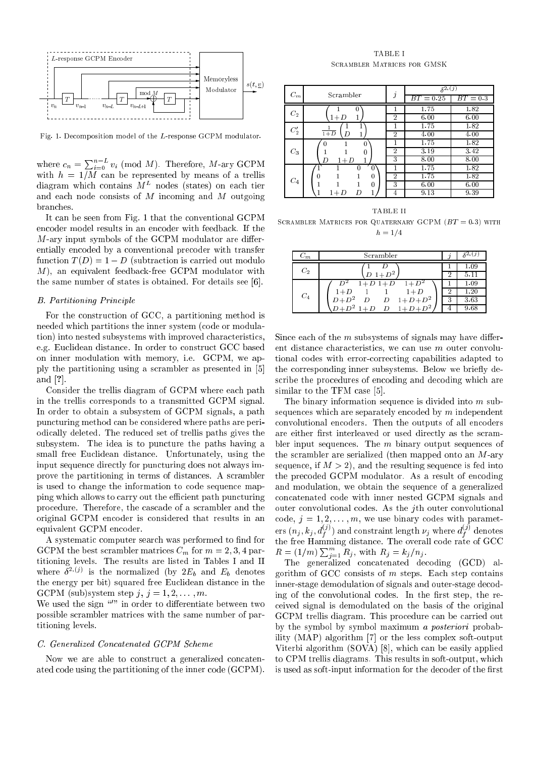Fig. 1. Decomposition model of the $L$-response GCPM modulator.

where $c_n = \sum_{i=0}^{n-L} v_i \pmod M$. Therefore, $M$-ary GCPM with $h = 1/M$ can be represented by means of a trellis diagram which contains $M^L$ nodes (states) on each tier and each node consists of $M$ incoming and $M$ outgoing branches.

It can be seen from Fig. 1 that the conventional GCPM encoder model results in an encoder with feedback. If the $M$-ary input symbols of the GCPM modulator are differentially encoded by a conventional precoder with transfer function $T(D) = 1 - D$ (subtraction is carried out modulo $M$), an equivalent feedback-free GCPM modulator with the same number of states is obtained. For details see [6].

### B. Partitioning Principle

For the construction of GCC, a partitioning method is needed which partitions the inner system (code or modulation) into nested subsystems with improved characteristics, e.g. Euclidean distance. In order to construct GCC based on inner modulation with memory, i.e. GCPM, we apply the partitioning using a scrambler as presented in [5] and [?].

Consider the trellis diagram of GCPM where each path in the trellis corresponds to a transmitted GCPM signal. In order to obtain a subsystem of GCPM signals, a path puncturing method can be considered where paths are periodically deleted. The reduced set of trellis paths gives the subsystem. The idea is to puncture the paths having a small free Euclidean distance. Unfortunately, using the input sequence directly for puncturing does not always improve the partitioning in terms of distances. A scrambler is used to change the information to code sequence mapping which allows to carry out the efficient path puncturing procedure. Therefore, the cascade of a scrambler and the original GCPM encoder is considered that results in an equivalent GCPM encoder.

A systematic computer search was performed to find for GCPM the best scrambler matrices $C_m$ for $m = 2, 3, 4$ partitioning levels. The results are listed in Tables I and II where $\delta^{2,(j)}$ is the normalized (by $2E_b$ and $E_b$ denotes the energy per bit) squared free Euclidean distance in the GCPM (sub)system step $j$, $j = 1, 2, \ldots, m$.

We used the sign "$'$" in order to differentiate between two possible scrambler matrices with the same number of partitioning levels.

### C. Generalized Concatenated GCPM Scheme

Now we are able to construct a generalized concatenated code using the partitioning of the inner code (GCPM).

TABLE I
Scrambler Matrices for GMSK

| $C_m$ | Scrambler | $j$ | $\delta^{2,(j)}$ $BT = 0.25$ | $\delta^{2,(j)}$ $BT = 0.3$ |
|---|---|---|---|---|
| $C_2$ | $\begin{pmatrix} 1 & 0 \\ 1+D & 1 \end{pmatrix}$ | 1 | 1.75 | 1.82 |
| | | 2 | 6.00 | 6.00 |
| $C_2'$ | $\frac{1}{1+D}\begin{pmatrix} 1 & 1 \\ D & 1 \end{pmatrix}$ | 1 | 1.75 | 1.82 |
| | | 2 | 4.00 | 4.00 |
| $C_3$ | $\begin{pmatrix} 0 & 1 & 0 \\ 1 & 1 & 0 \\ D & 1+D & 1 \end{pmatrix}$ | 1 | 1.75 | 1.82 |
| | | 2 | 3.19 | 3.42 |
| | | 3 | 8.00 | 8.00 |
| $C_4$ | $\begin{pmatrix} 1 & 1 & 0 & 0 \\ 0 & 1 & 1 & 0 \\ 1 & 1 & 1 & 0 \\ 1 & 1+D & D & 1 \end{pmatrix}$ | 1 | 1.75 | 1.82 |
| | | 2 | 1.75 | 1.82 |
| | | 3 | 6.00 | 6.00 |
| | | 4 | 9.13 | 9.39 |

TABLE II
Scrambler Matrices for Quaternary GCPM ($BT = 0.3$) with $h = 1/4$

| $C_m$ | Scrambler | $j$ | $\delta^{2,(j)}$ |
|---|---|---|---|
| $C_2$ | $\begin{pmatrix} 1 & D \\ D & 1+D^2 \end{pmatrix}$ | 1 | 1.09 |
| | | 2 | 5.11 |
| $C_4$ | $\begin{pmatrix} D^2 & 1+D & 1+D & 1+D^2 \\ 1+D & 1 & 1 & 1+D \\ D+D^2 & D & D & 1+D+D^2 \\ D+D^2 & 1+D & D & 1+D+D^2 \end{pmatrix}$ | 1 | 1.09 |
| | | 2 | 1.20 |
| | | 3 | 3.63 |
| | | 4 | 9.68 |

Since each of the $m$ subsystems of signals may have different distance characteristics, we can use $m$ outer convolutional codes with error-correcting capabilities adapted to the corresponding inner subsystems. Below we briefly describe the procedures of encoding and decoding which are similar to the TFM case [5].

The binary information sequence is divided into $m$ subsequences which are separately encoded by $m$ independent convolutional encoders. Then the outputs of all encoders are either first interleaved or used directly as the scrambler input sequences. The $m$ binary output sequences of the scrambler are serialized (then mapped onto an $M$-ary sequence, if $M > 2$), and the resulting sequence is fed into the precoded GCPM modulator. As a result of encoding and modulation, we obtain the sequence of a generalized concatenated code with inner nested GCPM signals and outer convolutional codes. As the $j$th outer convolutional code, $j = 1, 2, \ldots, m$, we use binary codes with parameters $(n_j, k_j, d_f^{(j)})$ and constraint length $\nu_j$ where $d_f^{(j)}$ denotes the free Hamming distance. The overall code rate of GCC $R = (1/m)\sum_{j=1}^{m} R_j$, with $R_j = k_j/n_j$.

The generalized concatenated decoding (GCD) algorithm of GCC consists of $m$ steps. Each step contains inner-stage demodulation of signals and outer-stage decoding of the convolutional codes. In the first step, the received signal is demodulated on the basis of the original GCPM trellis diagram. This procedure can be carried out by the symbol by symbol maximum *a posteriori* probability (MAP) algorithm [7] or the less complex soft-output Viterbi algorithm (SOVA) [8], which can be easily applied to CPM trellis diagrams. This results in soft-output, which is used as soft-input information for the decoder of the first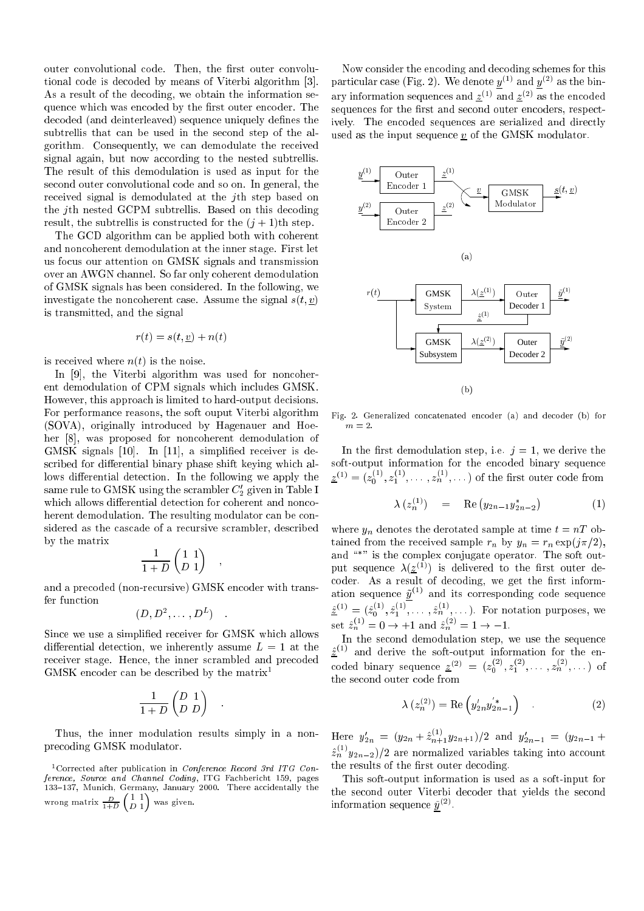outer convolutional code. Then, the first outer convolutional code is decoded by means of Viterbi algorithm [3]. As a result of the decoding, we obtain the information sequence which was encoded by the first outer encoder. The decoded (and deinterleaved) sequence uniquely defines the subtrellis that can be used in the second step of the algorithm. Consequently, we can demodulate the received signal again, but now according to the nested subtrellis. The result of this demodulation is used as input for the second outer convolutional code and so on. In general, the received signal is demodulated at the $j$th step based on the $j$th nested GCPM subtrellis. Based on this decoding result, the subtrellis is constructed for the $(j+1)$th step.

The GCD algorithm can be applied both with coherent and noncoherent demodulation at the inner stage. First let us focus our attention on GMSK signals and transmission over an AWGN channel. So far only coherent demodulation of GMSK signals has been considered. In the following, we investigate the noncoherent case. Assume the signal $s(t, \underline{v})$ is transmitted, and the signal

$$r(t) = s(t, \underline{v}) + n(t)$$

is received where $n(t)$ is the noise.

In [9], the Viterbi algorithm was used for noncoherent demodulation of CPM signals which includes GMSK. However, this approach is limited to hard-output decisions. For performance reasons, the soft ouput Viterbi algorithm (SOVA), originally introduced by Hagenauer and Hoeher [8], was proposed for noncoherent demodulation of GMSK signals [10]. In [11], a simplified receiver is described for differential binary phase shift keying which allows differential detection. In the following we apply the same rule to GMSK using the scrambler $C_2'$ given in Table I which allows differential detection for coherent and noncoherent demodulation. The resulting modulator can be considered as the cascade of a recursive scrambler, described by the matrix

$$\frac{1}{1+D}\begin{pmatrix} 1 & 1 \\ D & 1 \end{pmatrix} \quad ,$$

and a precoded (non-recursive) GMSK encoder with transfer function

$$(D, D^2, \ldots, D^L) \quad .$$

Since we use a simplified receiver for GMSK which allows differential detection, we inherently assume $L = 1$ at the receiver stage. Hence, the inner scrambled and precoded GMSK encoder can be described by the matrix[1]

$$\frac{1}{1+D}\begin{pmatrix} D & 1 \\ D & D \end{pmatrix} \quad .$$

Thus, the inner modulation results simply in a non-precoding GMSK modulator.

[1] Corrected after publication in *Conference Record 3rd ITG Conference, Source and Channel Coding*, ITG Fachbericht 159, pages 133–137, Munich, Germany, January 2000. There accidentally the wrong matrix $\frac{D}{1+D}\begin{pmatrix} 1 & 1 \\ D & 1 \end{pmatrix}$ was given.

Now consider the encoding and decoding schemes for this particular case (Fig. 2). We denote $\underline{y}^{(1)}$ and $\underline{y}^{(2)}$ as the binary information sequences and $\underline{z}^{(1)}$ and $\underline{z}^{(2)}$ as the encoded sequences for the first and second outer encoders, respectively. The encoded sequences are serialized and directly used as the input sequence $\underline{v}$ of the GMSK modulator.

Fig. 2. Generalized concatenated encoder (a) and decoder (b) for $m = 2$.

In the first demodulation step, i.e. $j = 1$, we derive the soft-output information for the encoded binary sequence $\underline{z}^{(1)} = (z_0^{(1)}, z_1^{(1)}, \ldots, z_n^{(1)}, \ldots)$ of the first outer code from

$$\lambda\left(z_n^{(1)}\right) \quad = \quad \mathrm{Re}\left(y_{2n-1} y_{2n-2}^*\right) \qquad (1)$$

where $y_n$ denotes the derotated sample at time $t = nT$ obtained from the received sample $r_n$ by $y_n = r_n \exp(j\pi/2)$, and "*" is the complex conjugate operator. The soft output sequence $\lambda(\underline{z}^{(1)})$ is delivered to the first outer decoder. As a result of decoding, we get the first information sequence $\underline{\hat{y}}^{(1)}$ and its corresponding code sequence $\underline{\hat{z}}^{(1)} = (\hat{z}_0^{(1)}, \hat{z}_1^{(1)}, \ldots, \hat{z}_n^{(1)}, \ldots)$. For notation purposes, we set $\hat{z}_n^{(1)} = 0 \rightarrow +1$ and $\hat{z}_n^{(2)} = 1 \rightarrow -1$.

In the second demodulation step, we use the sequence $\underline{\hat{z}}^{(1)}$ and derive the soft-output information for the encoded binary sequence $\underline{z}^{(2)} = (z_0^{(2)}, z_1^{(2)}, \ldots, z_n^{(2)}, \ldots)$ of the second outer code from

$$\lambda\left(z_n^{(2)}\right) = \mathrm{Re}\left(y_{2n}' y_{2n-1}'^{*}\right) \quad . \qquad (2)$$

Here $y_{2n}' = (y_{2n} + \hat{z}_{n+1}^{(1)} y_{2n+1})/2$ and $y_{2n-1}' = (y_{2n-1} + \hat{z}_n^{(1)} y_{2n-2})/2$ are normalized variables taking into account the results of the first outer decoding.

This soft-output information is used as a soft-input for the second outer Viterbi decoder that yields the second information sequence $\underline{\hat{y}}^{(2)}$.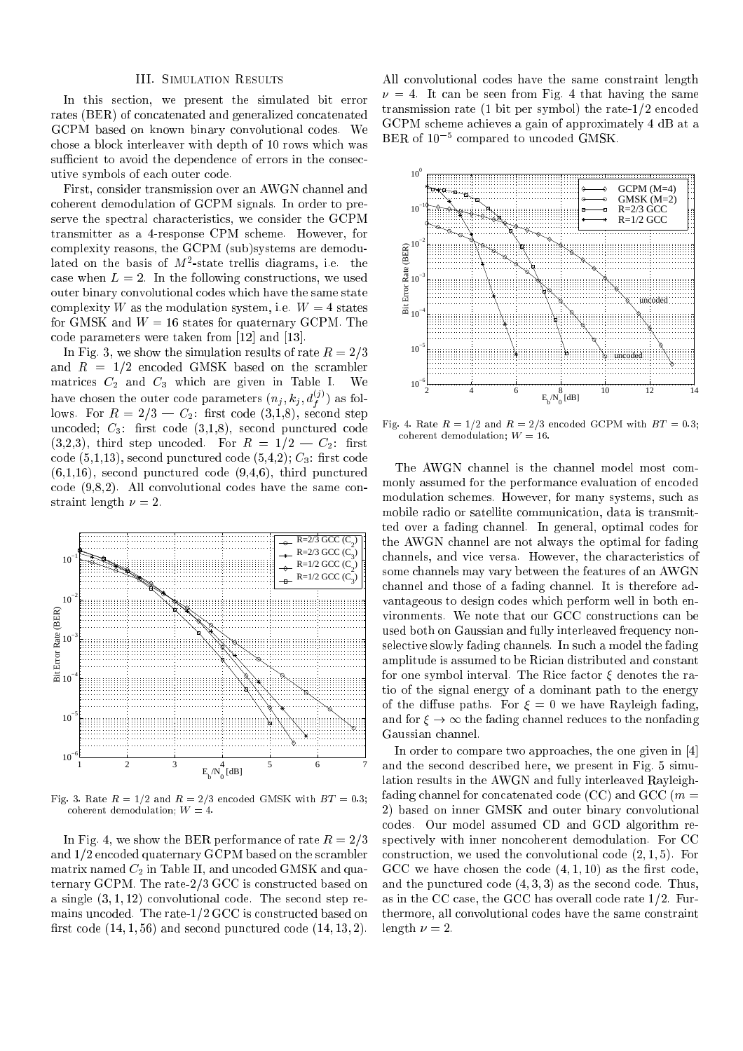## III. Simulation Results

In this section, we present the simulated bit error rates (BER) of concatenated and generalized concatenated GCPM based on known binary convolutional codes. We chose a block interleaver with depth of 10 rows which was sufficient to avoid the dependence of errors in the consecutive symbols of each outer code.

First, consider transmission over an AWGN channel and coherent demodulation of GCPM signals. In order to preserve the spectral characteristics, we consider the GCPM transmitter as a 4-response CPM scheme. However, for complexity reasons, the GCPM (sub)systems are demodulated on the basis of $M^2$-state trellis diagrams, i.e. the case when $L = 2$. In the following constructions, we used outer binary convolutional codes which have the same state complexity $W$ as the modulation system, i.e. $W = 4$ states for GMSK and $W = 16$ states for quaternary GCPM. The code parameters were taken from [12] and [13].

In Fig. 3, we show the simulation results of rate $R = 2/3$ and $R = 1/2$ encoded GMSK based on the scrambler matrices $C_2$ and $C_3$ which are given in Table I. We have chosen the outer code parameters $(n_j, k_j, d_f^{(j)})$ as follows. For $R = 2/3$ — $C_2$: first code (3,1,8), second step uncoded; $C_3$: first code (3,1,8), second punctured code (3,2,3), third step uncoded. For $R = 1/2$ — $C_2$: first code (5,1,13), second punctured code (5,4,2); $C_3$: first code (6,1,16), second punctured code (9,4,6), third punctured code (9,8,2). All convolutional codes have the same constraint length $\nu = 2$.

Fig. 3. Rate $R = 1/2$ and $R = 2/3$ encoded GMSK with $BT = 0.3$; coherent demodulation; $W = 4$.

In Fig. 4, we show the BER performance of rate $R = 2/3$ and $1/2$ encoded quaternary GCPM based on the scrambler matrix named $C_2$ in Table II, and uncoded GMSK and quaternary GCPM. The rate-2/3 GCC is constructed based on a single $(3, 1, 12)$ convolutional code. The second step remains uncoded. The rate-1/2 GCC is constructed based on first code $(14, 1, 56)$ and second punctured code $(14, 13, 2)$. All convolutional codes have the same constraint length $\nu = 4$. It can be seen from Fig. 4 that having the same transmission rate (1 bit per symbol) the rate-1/2 encoded GCPM scheme achieves a gain of approximately 4 dB at a BER of $10^{-5}$ compared to uncoded GMSK.

Fig. 4. Rate $R = 1/2$ and $R = 2/3$ encoded GCPM with $BT = 0.3$; coherent demodulation; $W = 16$.

The AWGN channel is the channel model most commonly assumed for the performance evaluation of encoded modulation schemes. However, for many systems, such as mobile radio or satellite communication, data is transmitted over a fading channel. In general, optimal codes for the AWGN channel are not always the optimal for fading channels, and vice versa. However, the characteristics of some channels may vary between the features of an AWGN channel and those of a fading channel. It is therefore advantageous to design codes which perform well in both environments. We note that our GCC constructions can be used both on Gaussian and fully interleaved frequency nonselective slowly fading channels. In such a model the fading amplitude is assumed to be Rician distributed and constant for one symbol interval. The Rice factor $\xi$ denotes the ratio of the signal energy of a dominant path to the energy of the diffuse paths. For $\xi = 0$ we have Rayleigh fading, and for $\xi \to \infty$ the fading channel reduces to the nonfading Gaussian channel.

In order to compare two approaches, the one given in [4] and the second described here, we present in Fig. 5 simulation results in the AWGN and fully interleaved Rayleigh-fading channel for concatenated code (CC) and GCC ($m = 2$) based on inner GMSK and outer binary convolutional codes. Our model assumed CD and GCD algorithm respectively with inner noncoherent demodulation. For CC construction, we used the convolutional code $(2, 1, 5)$. For GCC we have chosen the code $(4, 1, 10)$ as the first code, and the punctured code $(4, 3, 3)$ as the second code. Thus, as in the CC case, the GCC has overall code rate $1/2$. Furthermore, all convolutional codes have the same constraint length $\nu = 2$.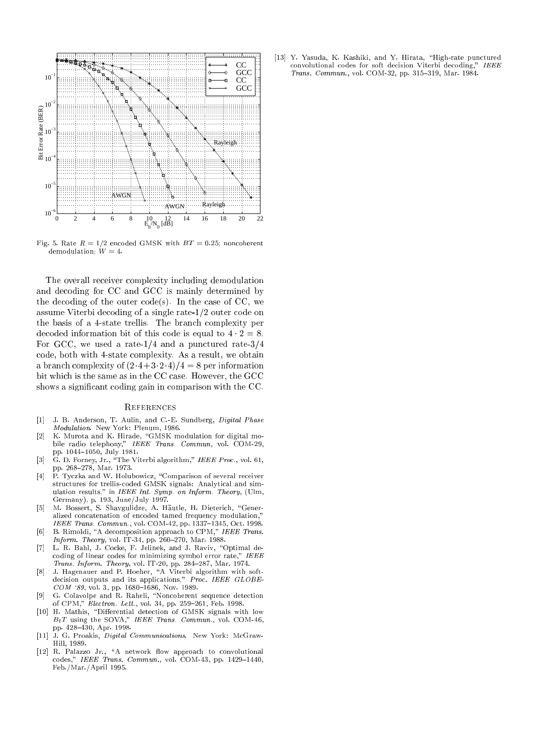Bit Error Rate (BER)

$10^{-1}$
$10^{-2}$
$10^{-3}$
$10^{-4}$
$10^{-5}$
$10^{-6}$

0 2 4 6 8 10 12 14 16 18 20 22

$E_b/N_0$ [dB]

CC
GCC
CC
GCC

Rayleigh
AWGN
AWGN
Rayleigh

Fig. 5. Rate $R = 1/2$ encoded GMSK with $BT = 0.25$; noncoherent demodulation; $W = 4$.

The overall receiver complexity including demodulation and decoding for CC and GCC is mainly determined by the decoding of the outer code(s). In the case of CC, we assume Viterbi decoding of a single rate-1/2 outer code on the basis of a 4-state trellis. The branch complexity per decoded information bit of this code is equal to $4 \cdot 2 = 8$. For GCC, we used a rate-1/4 and a punctured rate-3/4 code, both with 4-state complexity. As a result, we obtain a branch complexity of $(2 \cdot 4 + 3 \cdot 2 \cdot 4)/4 = 8$ per information bit which is the same as in the CC case. However, the GCC shows a significant coding gain in comparison with the CC.

## References

[1] J. B. Anderson, T. Aulin, and C.-E. Sundberg, *Digital Phase Modulation*. New York: Plenum, 1986.

[2] K. Murota and K. Hirade, "GMSK modulation for digital mobile radio telephony," *IEEE Trans. Commun*, vol. COM-29, pp. 1044–1050, July 1981.

[3] G. D. Forney, Jr., "The Viterbi algorithm," *IEEE Proc.*, vol. 61, pp. 268–278, Mar. 1973.

[4] P. Tyczka and W. Holubowicz, "Comparison of several receiver structures for trellis-coded GMSK signals: Analytical and simulation results," in *IEEE Int. Symp. on Inform. Theory*, (Ulm, Germany), p. 193, June/July 1997.

[5] M. Bossert, S. Shavgulidze, A. Häutle, H. Dieterich, "Generalized concatenation of encoded tamed frequency modulation," *IEEE Trans. Commun.*, vol. COM-42, pp. 1337–1345, Oct. 1998.

[6] B. Rimoldi, "A decomposition approach to CPM," *IEEE Trans. Inform. Theory*, vol. IT-34, pp. 260–270, Mar. 1988.

[7] L. R. Bahl, J. Cocke, F. Jelinek, and J. Raviv, "Optimal decoding of linear codes for minimizing symbol error rate," *IEEE Trans. Inform. Theory*, vol. IT-20, pp. 284–287, Mar. 1974.

[8] J. Hagenauer and P. Hoeher, "A Viterbi algorithm with soft-decision outputs and its applications," *Proc. IEEE GLOBECOM '89*, vol. 3, pp. 1680–1686, Nov. 1989.

[9] G. Colavolpe and R. Raheli, "Noncoherent sequence detection of CPM," *Electron. Lett.*, vol. 34, pp. 259–261, Feb. 1998.

[10] H. Mathis, "Differential detection of GMSK signals with low $B_tT$ using the SOVA," *IEEE Trans. Commun.*, vol. COM-46, pp. 428–430, Apr. 1998.

[11] J. G. Proakis, *Digital Communications*. New York: McGraw-Hill, 1989.

[12] R. Palazzo Jr., "A network flow approach to convolutional codes," *IEEE Trans. Commun.*, vol. COM-43, pp. 1429–1440, Feb./Mar./April 1995.

[13] Y. Yasuda, K. Kashiki, and Y. Hirata, "High-rate punctured convolutional codes for soft decision Viterbi decoding," *IEEE Trans. Commun.*, vol. COM-32, pp. 315–319, Mar. 1984.